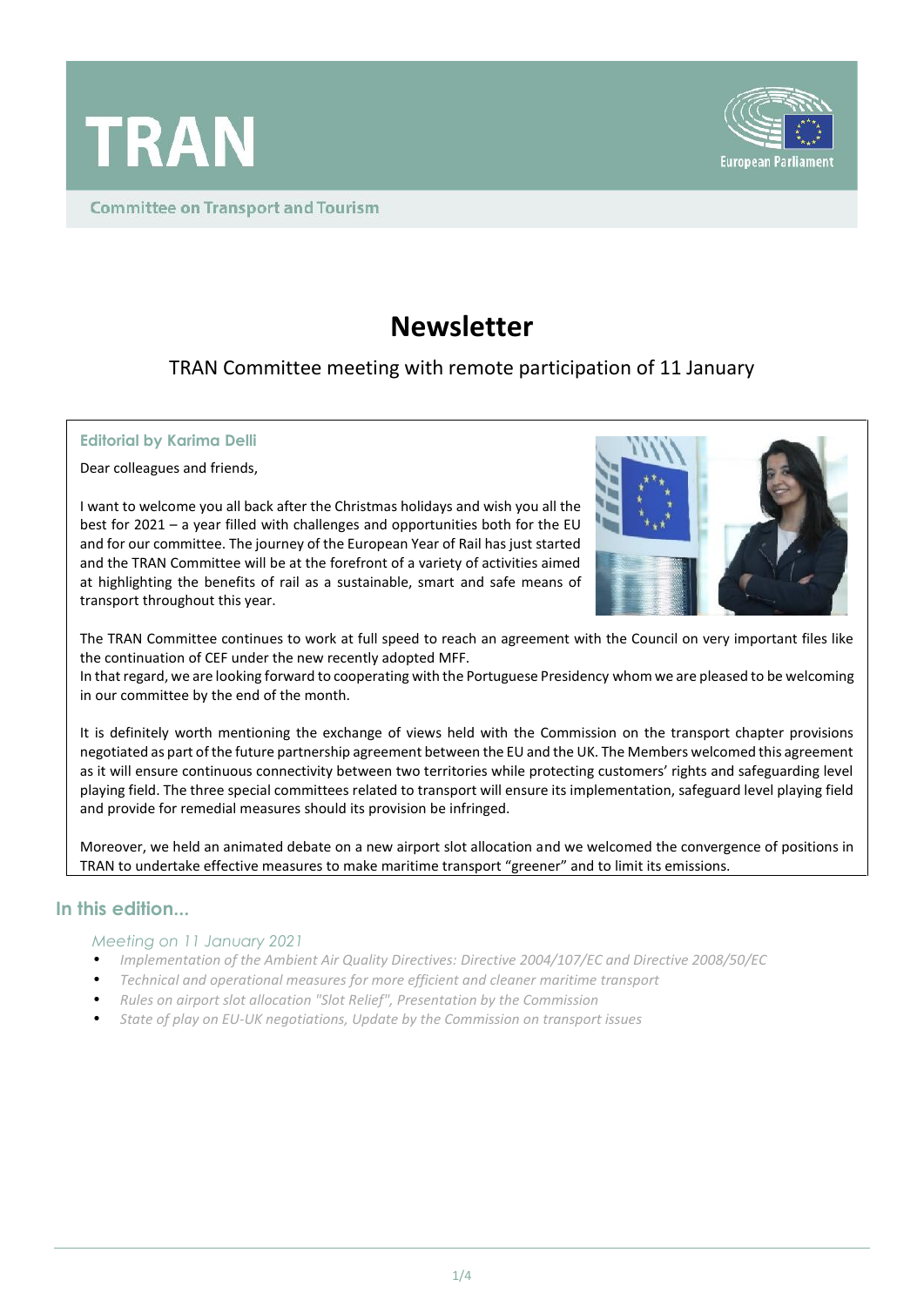# TRAN

Committee on Transport and Tourism

# Newsletter

## TRAN Committee meeting with remote participation of 11 January

### Editorial by Karima Delli

Dear colleagues and friends,

I want to welcome you all back after the Christmas holidays and wish you all the best for 2021 – a year filled with challenges and opportunities both for the EU and for our committee. The journey of the European Year of Rail has just started and the TRAN Committee will be at the forefront of a variety of activities aimed at highlighting the benefits of rail as a sustainable, smart and safe means of transport throughout this year.

The TRAN Committee continues to work at full speed to reach an agreement with the Council on very important files like the continuation of CEF under the new recently adopted MFF.
In that regard, we are looking forward to cooperating with the Portuguese Presidency whom we are pleased to be welcoming in our committee by the end of the month.

It is definitely worth mentioning the exchange of views held with the Commission on the transport chapter provisions negotiated as part of the future partnership agreement between the EU and the UK. The Members welcomed this agreement as it will ensure continuous connectivity between two territories while protecting customers' rights and safeguarding level playing field. The three special committees related to transport will ensure its implementation, safeguard level playing field and provide for remedial measures should its provision be infringed.

Moreover, we held an animated debate on a new airport slot allocation and we welcomed the convergence of positions in TRAN to undertake effective measures to make maritime transport "greener" and to limit its emissions.

## In this edition...

*Meeting on 11 January 2021*

- *Implementation of the Ambient Air Quality Directives: Directive 2004/107/EC and Directive 2008/50/EC*
- *Technical and operational measures for more efficient and cleaner maritime transport*
- *Rules on airport slot allocation "Slot Relief", Presentation by the Commission*
- *State of play on EU-UK negotiations, Update by the Commission on transport issues*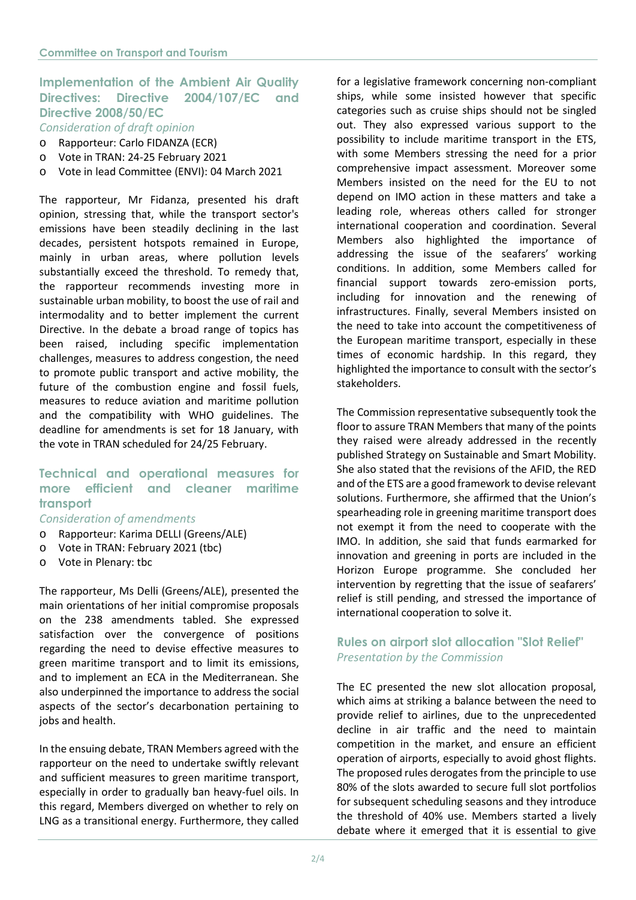## Committee on Transport and Tourism

### Implementation of the Ambient Air Quality Directives: Directive 2004/107/EC and Directive 2008/50/EC

*Consideration of draft opinion*

- Rapporteur: Carlo FIDANZA (ECR)
- Vote in TRAN: 24-25 February 2021
- Vote in lead Committee (ENVI): 04 March 2021

The rapporteur, Mr Fidanza, presented his draft opinion, stressing that, while the transport sector's emissions have been steadily declining in the last decades, persistent hotspots remained in Europe, mainly in urban areas, where pollution levels substantially exceed the threshold. To remedy that, the rapporteur recommends investing more in sustainable urban mobility, to boost the use of rail and intermodality and to better implement the current Directive. In the debate a broad range of topics has been raised, including specific implementation challenges, measures to address congestion, the need to promote public transport and active mobility, the future of the combustion engine and fossil fuels, measures to reduce aviation and maritime pollution and the compatibility with WHO guidelines. The deadline for amendments is set for 18 January, with the vote in TRAN scheduled for 24/25 February.

### Technical and operational measures for more efficient and cleaner maritime transport

*Consideration of amendments*

- Rapporteur: Karima DELLI (Greens/ALE)
- Vote in TRAN: February 2021 (tbc)
- Vote in Plenary: tbc

The rapporteur, Ms Delli (Greens/ALE), presented the main orientations of her initial compromise proposals on the 238 amendments tabled. She expressed satisfaction over the convergence of positions regarding the need to devise effective measures to green maritime transport and to limit its emissions, and to implement an ECA in the Mediterranean. She also underpinned the importance to address the social aspects of the sector's decarbonation pertaining to jobs and health.

In the ensuing debate, TRAN Members agreed with the rapporteur on the need to undertake swiftly relevant and sufficient measures to green maritime transport, especially in order to gradually ban heavy-fuel oils. In this regard, Members diverged on whether to rely on LNG as a transitional energy. Furthermore, they called for a legislative framework concerning non-compliant ships, while some insisted however that specific categories such as cruise ships should not be singled out. They also expressed various support to the possibility to include maritime transport in the ETS, with some Members stressing the need for a prior comprehensive impact assessment. Moreover some Members insisted on the need for the EU to not depend on IMO action in these matters and take a leading role, whereas others called for stronger international cooperation and coordination. Several Members also highlighted the importance of addressing the issue of the seafarers' working conditions. In addition, some Members called for financial support towards zero-emission ports, including for innovation and the renewing of infrastructures. Finally, several Members insisted on the need to take into account the competitiveness of the European maritime transport, especially in these times of economic hardship. In this regard, they highlighted the importance to consult with the sector's stakeholders.

The Commission representative subsequently took the floor to assure TRAN Members that many of the points they raised were already addressed in the recently published Strategy on Sustainable and Smart Mobility. She also stated that the revisions of the AFID, the RED and of the ETS are a good framework to devise relevant solutions. Furthermore, she affirmed that the Union's spearheading role in greening maritime transport does not exempt it from the need to cooperate with the IMO. In addition, she said that funds earmarked for innovation and greening in ports are included in the Horizon Europe programme. She concluded her intervention by regretting that the issue of seafarers' relief is still pending, and stressed the importance of international cooperation to solve it.

### Rules on airport slot allocation "Slot Relief"

*Presentation by the Commission*

The EC presented the new slot allocation proposal, which aims at striking a balance between the need to provide relief to airlines, due to the unprecedented decline in air traffic and the need to maintain competition in the market, and ensure an efficient operation of airports, especially to avoid ghost flights. The proposed rules derogates from the principle to use 80% of the slots awarded to secure full slot portfolios for subsequent scheduling seasons and they introduce the threshold of 40% use. Members started a lively debate where it emerged that it is essential to give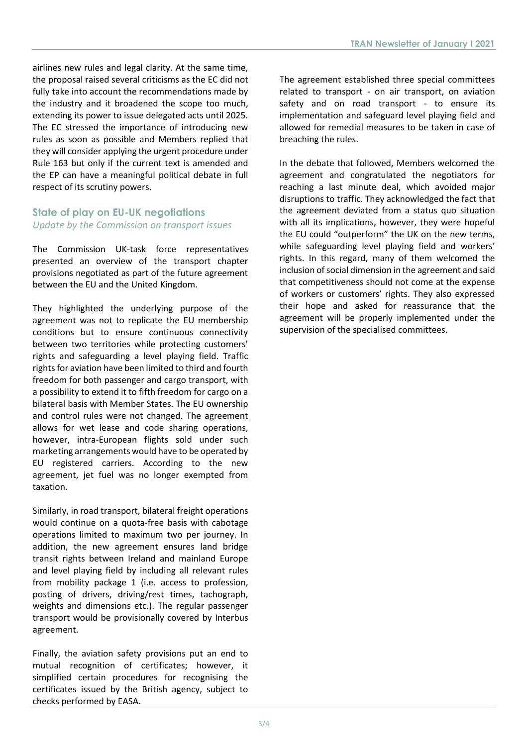airlines new rules and legal clarity. At the same time, the proposal raised several criticisms as the EC did not fully take into account the recommendations made by the industry and it broadened the scope too much, extending its power to issue delegated acts until 2025. The EC stressed the importance of introducing new rules as soon as possible and Members replied that they will consider applying the urgent procedure under Rule 163 but only if the current text is amended and the EP can have a meaningful political debate in full respect of its scrutiny powers.

## State of play on EU-UK negotiations

*Update by the Commission on transport issues*

The Commission UK-task force representatives presented an overview of the transport chapter provisions negotiated as part of the future agreement between the EU and the United Kingdom.

They highlighted the underlying purpose of the agreement was not to replicate the EU membership conditions but to ensure continuous connectivity between two territories while protecting customers' rights and safeguarding a level playing field. Traffic rights for aviation have been limited to third and fourth freedom for both passenger and cargo transport, with a possibility to extend it to fifth freedom for cargo on a bilateral basis with Member States. The EU ownership and control rules were not changed. The agreement allows for wet lease and code sharing operations, however, intra-European flights sold under such marketing arrangements would have to be operated by EU registered carriers. According to the new agreement, jet fuel was no longer exempted from taxation.

Similarly, in road transport, bilateral freight operations would continue on a quota-free basis with cabotage operations limited to maximum two per journey. In addition, the new agreement ensures land bridge transit rights between Ireland and mainland Europe and level playing field by including all relevant rules from mobility package 1 (i.e. access to profession, posting of drivers, driving/rest times, tachograph, weights and dimensions etc.). The regular passenger transport would be provisionally covered by Interbus agreement.

Finally, the aviation safety provisions put an end to mutual recognition of certificates; however, it simplified certain procedures for recognising the certificates issued by the British agency, subject to checks performed by EASA.

The agreement established three special committees related to transport - on air transport, on aviation safety and on road transport - to ensure its implementation and safeguard level playing field and allowed for remedial measures to be taken in case of breaching the rules.

In the debate that followed, Members welcomed the agreement and congratulated the negotiators for reaching a last minute deal, which avoided major disruptions to traffic. They acknowledged the fact that the agreement deviated from a status quo situation with all its implications, however, they were hopeful the EU could "outperform" the UK on the new terms, while safeguarding level playing field and workers' rights. In this regard, many of them welcomed the inclusion of social dimension in the agreement and said that competitiveness should not come at the expense of workers or customers' rights. They also expressed their hope and asked for reassurance that the agreement will be properly implemented under the supervision of the specialised committees.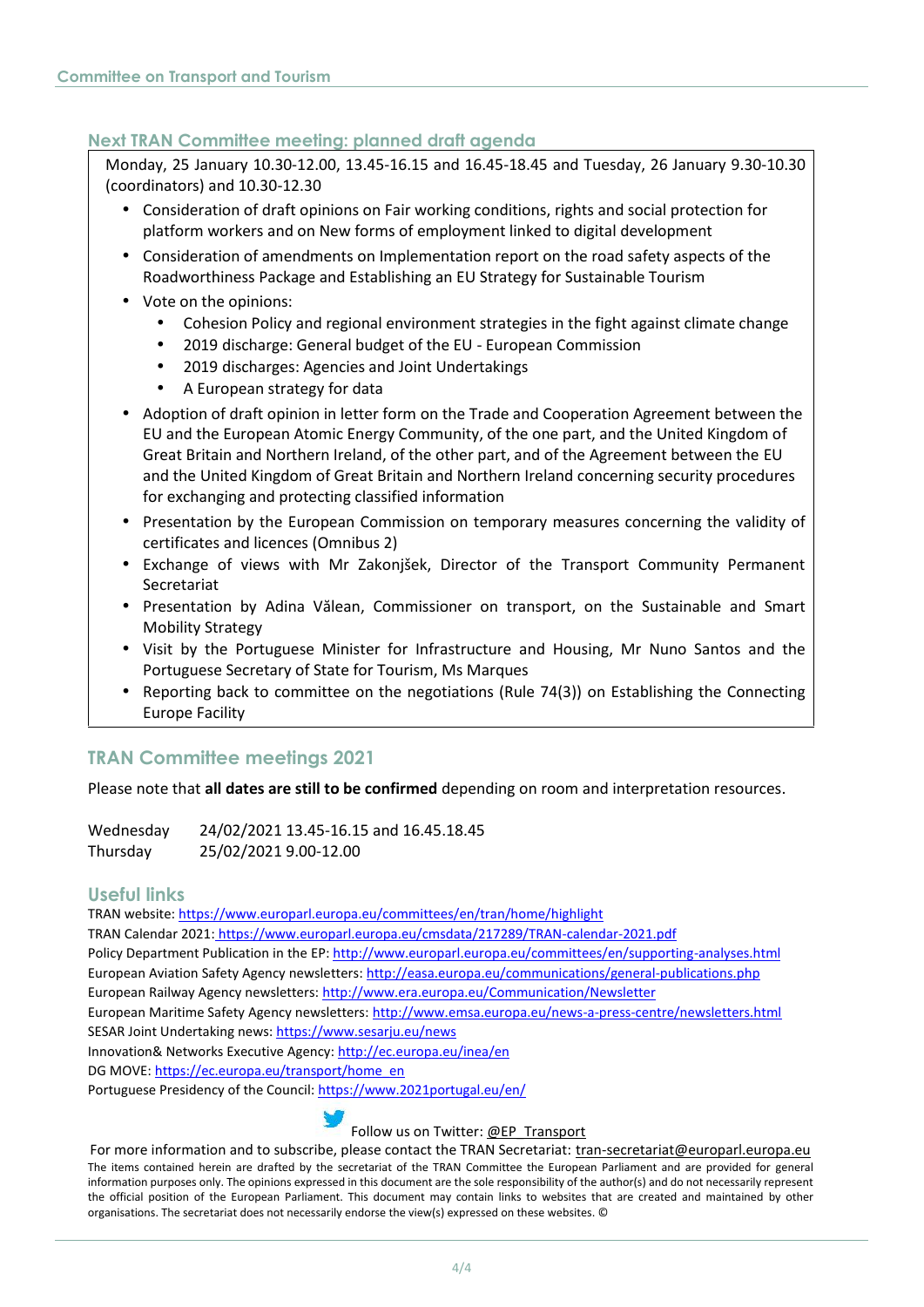## Next TRAN Committee meeting: planned draft agenda

Monday, 25 January 10.30-12.00, 13.45-16.15 and 16.45-18.45 and Tuesday, 26 January 9.30-10.30 (coordinators) and 10.30-12.30

- Consideration of draft opinions on Fair working conditions, rights and social protection for platform workers and on New forms of employment linked to digital development
- Consideration of amendments on Implementation report on the road safety aspects of the Roadworthiness Package and Establishing an EU Strategy for Sustainable Tourism
- Vote on the opinions:
  - Cohesion Policy and regional environment strategies in the fight against climate change
  - 2019 discharge: General budget of the EU - European Commission
  - 2019 discharges: Agencies and Joint Undertakings
  - A European strategy for data
- Adoption of draft opinion in letter form on the Trade and Cooperation Agreement between the EU and the European Atomic Energy Community, of the one part, and the United Kingdom of Great Britain and Northern Ireland, of the other part, and of the Agreement between the EU and the United Kingdom of Great Britain and Northern Ireland concerning security procedures for exchanging and protecting classified information
- Presentation by the European Commission on temporary measures concerning the validity of certificates and licences (Omnibus 2)
- Exchange of views with Mr Zakonjšek, Director of the Transport Community Permanent Secretariat
- Presentation by Adina Vălean, Commissioner on transport, on the Sustainable and Smart Mobility Strategy
- Visit by the Portuguese Minister for Infrastructure and Housing, Mr Nuno Santos and the Portuguese Secretary of State for Tourism, Ms Marques
- Reporting back to committee on the negotiations (Rule 74(3)) on Establishing the Connecting Europe Facility

## TRAN Committee meetings 2021

Please note that **all dates are still to be confirmed** depending on room and interpretation resources.

| | |
|---|---|
| Wednesday | 24/02/2021 13.45-16.15 and 16.45.18.45 |
| Thursday | 25/02/2021 9.00-12.00 |

## Useful links

TRAN website: https://www.europarl.europa.eu/committees/en/tran/home/highlight
TRAN Calendar 2021: https://www.europarl.europa.eu/cmsdata/217289/TRAN-calendar-2021.pdf
Policy Department Publication in the EP: http://www.europarl.europa.eu/committees/en/supporting-analyses.html
European Aviation Safety Agency newsletters: http://easa.europa.eu/communications/general-publications.php
European Railway Agency newsletters: http://www.era.europa.eu/Communication/Newsletter
European Maritime Safety Agency newsletters: http://www.emsa.europa.eu/news-a-press-centre/newsletters.html
SESAR Joint Undertaking news: https://www.sesarju.eu/news
Innovation& Networks Executive Agency: http://ec.europa.eu/inea/en
DG MOVE: https://ec.europa.eu/transport/home_en
Portuguese Presidency of the Council: https://www.2021portugal.eu/en/

Follow us on Twitter: @EP_Transport

For more information and to subscribe, please contact the TRAN Secretariat: tran-secretariat@europarl.europa.eu

The items contained herein are drafted by the secretariat of the TRAN Committee the European Parliament and are provided for general information purposes only. The opinions expressed in this document are the sole responsibility of the author(s) and do not necessarily represent the official position of the European Parliament. This document may contain links to websites that are created and maintained by other organisations. The secretariat does not necessarily endorse the view(s) expressed on these websites. ©